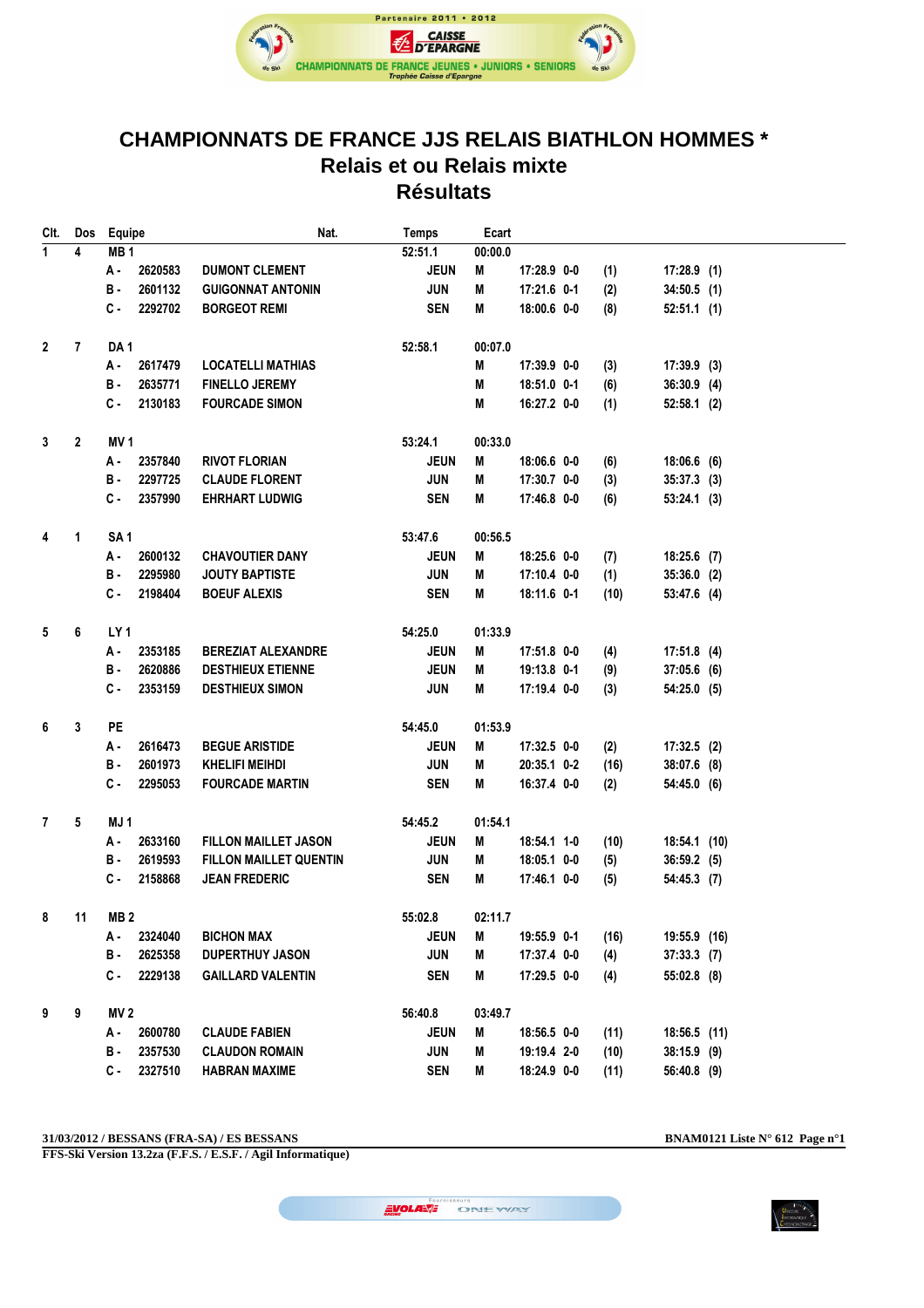Partenaire 2011 • 2012

CAISSE D'EPARGNE

CHAMPIONNATS DE FRANCE JEUNES • JUNIORS • SENIORS

Trophée Caisse d'Epargne

# CHAMPIONNATS DE FRANCE JJS RELAIS BIATHLON HOMMES *

## Relais et ou Relais mixte

## Résultats

| Clt. | Dos | Equipe | | Nat. | Temps | Ecart | | | | |
|---|---|---|---|---|---|---|---|---|---|---|
| 1 | 4 | MB 1 | | | 52:51.1 | 00:00.0 | | | | |
| | | A - 2620583 | DUMONT CLEMENT | | JEUN | M | 17:28.9 0-0 | (1) | 17:28.9 | (1) |
| | | B - 2601132 | GUIGONNAT ANTONIN | | JUN | M | 17:21.6 0-1 | (2) | 34:50.5 | (1) |
| | | C - 2292702 | BORGEOT REMI | | SEN | M | 18:00.6 0-0 | (8) | 52:51.1 | (1) |
| 2 | 7 | DA 1 | | | 52:58.1 | 00:07.0 | | | | |
| | | A - 2617479 | LOCATELLI MATHIAS | | | M | 17:39.9 0-0 | (3) | 17:39.9 | (3) |
| | | B - 2635771 | FINELLO JEREMY | | | M | 18:51.0 0-1 | (6) | 36:30.9 | (4) |
| | | C - 2130183 | FOURCADE SIMON | | | M | 16:27.2 0-0 | (1) | 52:58.1 | (2) |
| 3 | 2 | MV 1 | | | 53:24.1 | 00:33.0 | | | | |
| | | A - 2357840 | RIVOT FLORIAN | | JEUN | M | 18:06.6 0-0 | (6) | 18:06.6 | (6) |
| | | B - 2297725 | CLAUDE FLORENT | | JUN | M | 17:30.7 0-0 | (3) | 35:37.3 | (3) |
| | | C - 2357990 | EHRHART LUDWIG | | SEN | M | 17:46.8 0-0 | (6) | 53:24.1 | (3) |
| 4 | 1 | SA 1 | | | 53:47.6 | 00:56.5 | | | | |
| | | A - 2600132 | CHAVOUTIER DANY | | JEUN | M | 18:25.6 0-0 | (7) | 18:25.6 | (7) |
| | | B - 2295980 | JOUTY BAPTISTE | | JUN | M | 17:10.4 0-0 | (1) | 35:36.0 | (2) |
| | | C - 2198404 | BOEUF ALEXIS | | SEN | M | 18:11.6 0-1 | (10) | 53:47.6 | (4) |
| 5 | 6 | LY 1 | | | 54:25.0 | 01:33.9 | | | | |
| | | A - 2353185 | BEREZIAT ALEXANDRE | | JEUN | M | 17:51.8 0-0 | (4) | 17:51.8 | (4) |
| | | B - 2620886 | DESTHIEUX ETIENNE | | JEUN | M | 19:13.8 0-1 | (9) | 37:05.6 | (6) |
| | | C - 2353159 | DESTHIEUX SIMON | | JUN | M | 17:19.4 0-0 | (3) | 54:25.0 | (5) |
| 6 | 3 | PE | | | 54:45.0 | 01:53.9 | | | | |
| | | A - 2616473 | BEGUE ARISTIDE | | JEUN | M | 17:32.5 0-0 | (2) | 17:32.5 | (2) |
| | | B - 2601973 | KHELIFI MEIHDI | | JUN | M | 20:35.1 0-2 | (16) | 38:07.6 | (8) |
| | | C - 2295053 | FOURCADE MARTIN | | SEN | M | 16:37.4 0-0 | (2) | 54:45.0 | (6) |
| 7 | 5 | MJ 1 | | | 54:45.2 | 01:54.1 | | | | |
| | | A - 2633160 | FILLON MAILLET JASON | | JEUN | M | 18:54.1 1-0 | (10) | 18:54.1 | (10) |
| | | B - 2619593 | FILLON MAILLET QUENTIN | | JUN | M | 18:05.1 0-0 | (5) | 36:59.2 | (5) |
| | | C - 2158868 | JEAN FREDERIC | | SEN | M | 17:46.1 0-0 | (5) | 54:45.3 | (7) |
| 8 | 11 | MB 2 | | | 55:02.8 | 02:11.7 | | | | |
| | | A - 2324040 | BICHON MAX | | JEUN | M | 19:55.9 0-1 | (16) | 19:55.9 | (16) |
| | | B - 2625358 | DUPERTHUY JASON | | JUN | M | 17:37.4 0-0 | (4) | 37:33.3 | (7) |
| | | C - 2229138 | GAILLARD VALENTIN | | SEN | M | 17:29.5 0-0 | (4) | 55:02.8 | (8) |
| 9 | 9 | MV 2 | | | 56:40.8 | 03:49.7 | | | | |
| | | A - 2600780 | CLAUDE FABIEN | | JEUN | M | 18:56.5 0-0 | (11) | 18:56.5 | (11) |
| | | B - 2357530 | CLAUDON ROMAIN | | JUN | M | 19:19.4 2-0 | (10) | 38:15.9 | (9) |
| | | C - 2327510 | HABRAN MAXIME | | SEN | M | 18:24.9 0-0 | (11) | 56:40.8 | (9) |

**31/03/2012 / BESSANS (FRA-SA) / ES BESSANS** **BNAM0121 Liste N° 612**

**FFS-Ski Version 13.2za (F.F.S. / E.S.F. / Agil Informatique)**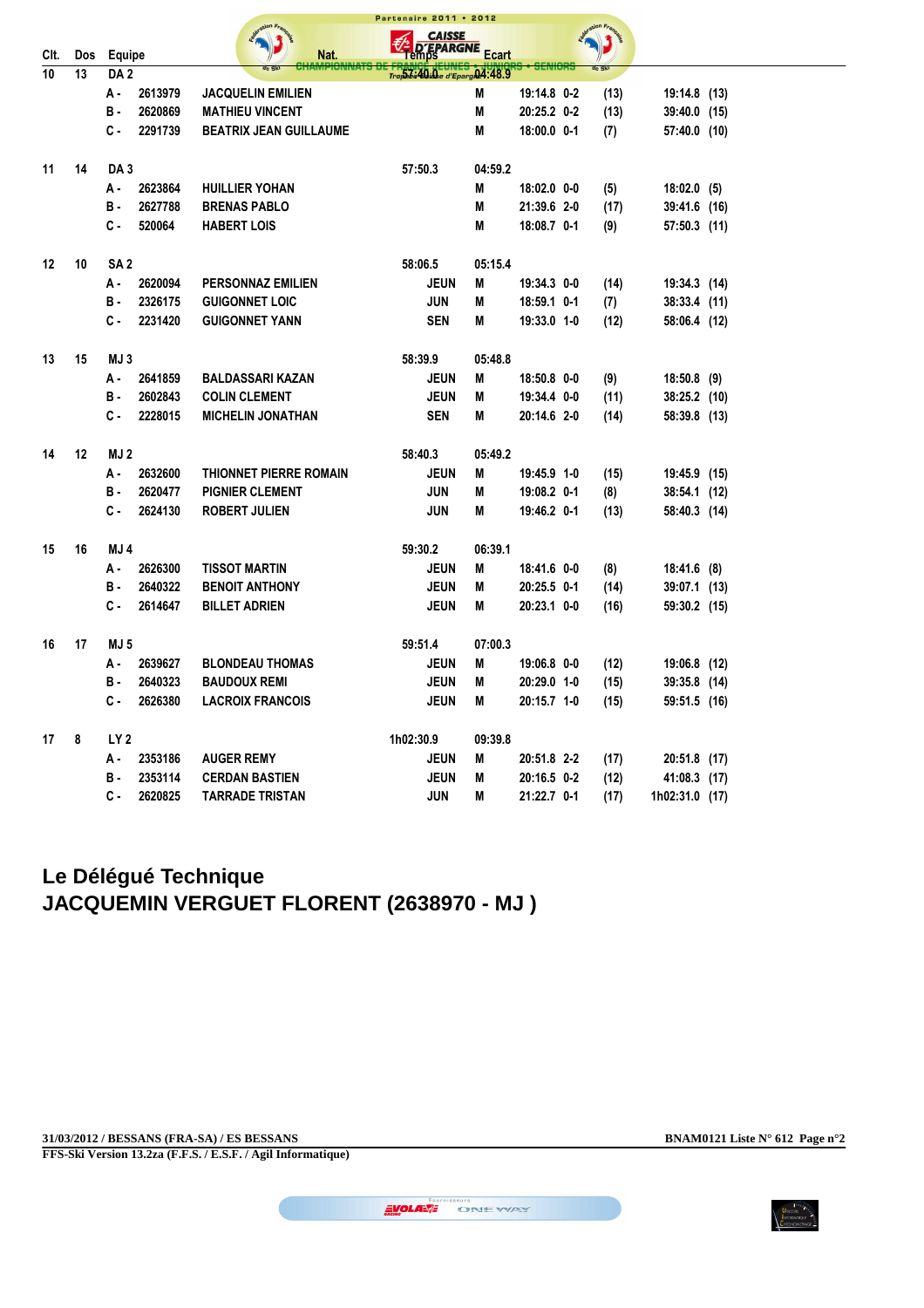| Clt. | Dos | Equipe | | | Nat. | | Temps | Ecart | | | |
|---|---|---|---|---|---|---|---|---|---|---|---|
| 10 | 13 | DA 2 | | | | | 57:40.0 | 04:48.9 | | | |
| | | A - | 2613979 | JACQUELIN EMILIEN | | M | 19:14.8 0-2 | | (13) | 19:14.8 | (13) |
| | | B - | 2620869 | MATHIEU VINCENT | | M | 20:25.2 0-2 | | (13) | 39:40.0 | (15) |
| | | C - | 2291739 | BEATRIX JEAN GUILLAUME | | M | 18:00.0 0-1 | | (7) | 57:40.0 | (10) |
| 11 | 14 | DA 3 | | | | | 57:50.3 | 04:59.2 | | | |
| | | A - | 2623864 | HUILLIER YOHAN | | M | 18:02.0 0-0 | | (5) | 18:02.0 | (5) |
| | | B - | 2627788 | BRENAS PABLO | | M | 21:39.6 2-0 | | (17) | 39:41.6 | (16) |
| | | C - | 520064 | HABERT LOIS | | M | 18:08.7 0-1 | | (9) | 57:50.3 | (11) |
| 12 | 10 | SA 2 | | | | | 58:06.5 | 05:15.4 | | | |
| | | A - | 2620094 | PERSONNAZ EMILIEN | JEUN | M | 19:34.3 0-0 | | (14) | 19:34.3 | (14) |
| | | B - | 2326175 | GUIGONNET LOIC | JUN | M | 18:59.1 0-1 | | (7) | 38:33.4 | (11) |
| | | C - | 2231420 | GUIGONNET YANN | SEN | M | 19:33.0 1-0 | | (12) | 58:06.4 | (12) |
| 13 | 15 | MJ 3 | | | | | 58:39.9 | 05:48.8 | | | |
| | | A - | 2641859 | BALDASSARI KAZAN | JEUN | M | 18:50.8 0-0 | | (9) | 18:50.8 | (9) |
| | | B - | 2602843 | COLIN CLEMENT | JEUN | M | 19:34.4 0-0 | | (11) | 38:25.2 | (10) |
| | | C - | 2228015 | MICHELIN JONATHAN | SEN | M | 20:14.6 2-0 | | (14) | 58:39.8 | (13) |
| 14 | 12 | MJ 2 | | | | | 58:40.3 | 05:49.2 | | | |
| | | A - | 2632600 | THIONNET PIERRE ROMAIN | JEUN | M | 19:45.9 1-0 | | (15) | 19:45.9 | (15) |
| | | B - | 2620477 | PIGNIER CLEMENT | JUN | M | 19:08.2 0-1 | | (8) | 38:54.1 | (12) |
| | | C - | 2624130 | ROBERT JULIEN | JUN | M | 19:46.2 0-1 | | (13) | 58:40.3 | (14) |
| 15 | 16 | MJ 4 | | | | | 59:30.2 | 06:39.1 | | | |
| | | A - | 2626300 | TISSOT MARTIN | JEUN | M | 18:41.6 0-0 | | (8) | 18:41.6 | (8) |
| | | B - | 2640322 | BENOIT ANTHONY | JEUN | M | 20:25.5 0-1 | | (14) | 39:07.1 | (13) |
| | | C - | 2614647 | BILLET ADRIEN | JEUN | M | 20:23.1 0-0 | | (16) | 59:30.2 | (15) |
| 16 | 17 | MJ 5 | | | | | 59:51.4 | 07:00.3 | | | |
| | | A - | 2639627 | BLONDEAU THOMAS | JEUN | M | 19:06.8 0-0 | | (12) | 19:06.8 | (12) |
| | | B - | 2640323 | BAUDOUX REMI | JEUN | M | 20:29.0 1-0 | | (15) | 39:35.8 | (14) |
| | | C - | 2626380 | LACROIX FRANCOIS | JEUN | M | 20:15.7 1-0 | | (15) | 59:51.5 | (16) |
| 17 | 8 | LY 2 | | | | | 1h02:30.9 | 09:39.8 | | | |
| | | A - | 2353186 | AUGER REMY | JEUN | M | 20:51.8 2-2 | | (17) | 20:51.8 | (17) |
| | | B - | 2353114 | CERDAN BASTIEN | JEUN | M | 20:16.5 0-2 | | (12) | 41:08.3 | (17) |
| | | C - | 2620825 | TARRADE TRISTAN | JUN | M | 21:22.7 0-1 | | (17) | 1h02:31.0 | (17) |

## Le Délégué Technique
## JACQUEMIN VERGUET FLORENT (2638970 - MJ )

**31/03/2012 / BESSANS (FRA-SA) / ES BESSANS** — **BNAM0121 Liste N° 612 Page n°2**

**FFS-Ski Version 13.2za (F.F.S. / E.S.F. / Agil Informatique)**